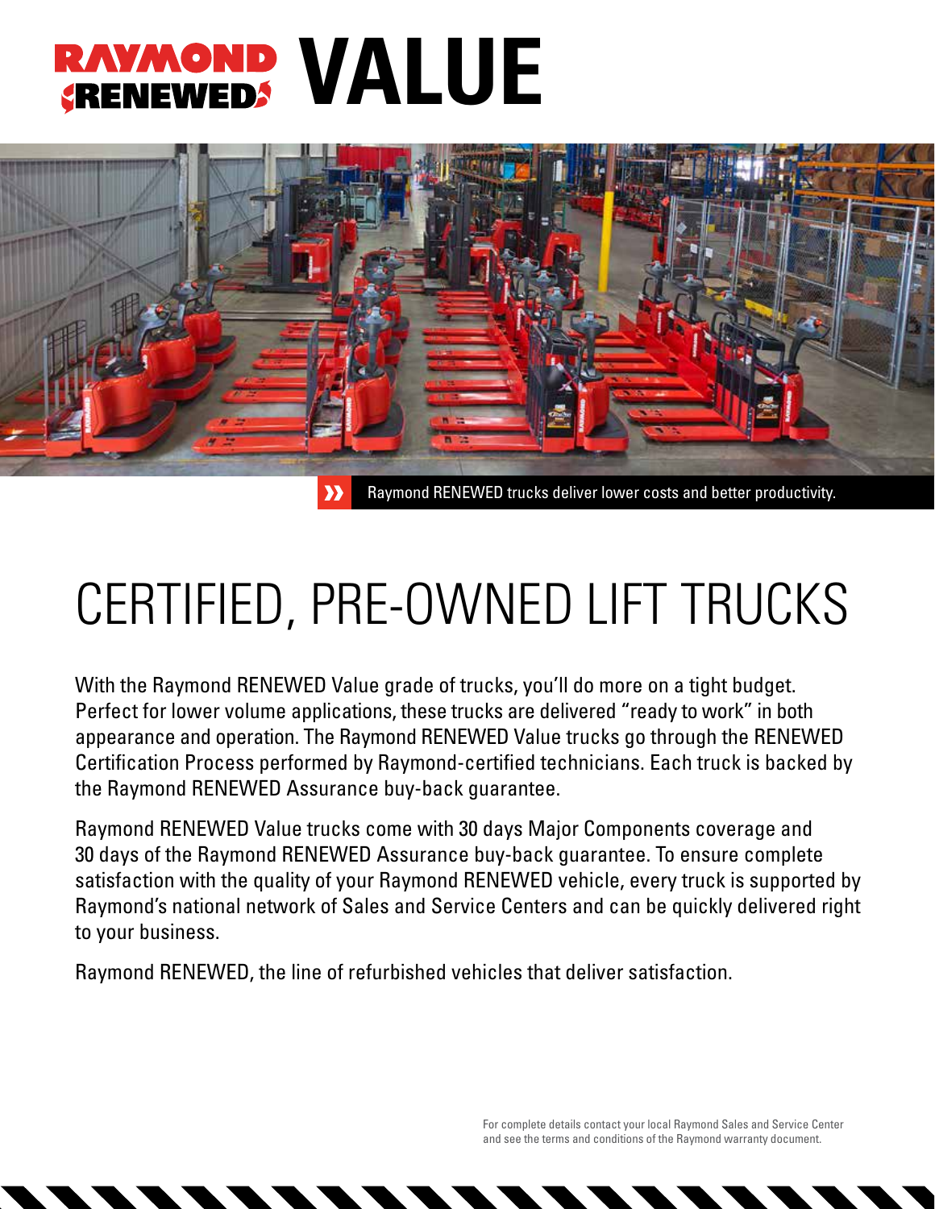# RAYMOND RENEWED VALUE

Raymond RENEWED trucks deliver lower costs and better productivity.

## CERTIFIED, PRE-OWNED LIFT TRUCKS

With the Raymond RENEWED Value grade of trucks, you'll do more on a tight budget. Perfect for lower volume applications, these trucks are delivered "ready to work" in both appearance and operation. The Raymond RENEWED Value trucks go through the RENEWED Certification Process performed by Raymond-certified technicians. Each truck is backed by the Raymond RENEWED Assurance buy-back guarantee.

Raymond RENEWED Value trucks come with 30 days Major Components coverage and 30 days of the Raymond RENEWED Assurance buy-back guarantee. To ensure complete satisfaction with the quality of your Raymond RENEWED vehicle, every truck is supported by Raymond's national network of Sales and Service Centers and can be quickly delivered right to your business.

Raymond RENEWED, the line of refurbished vehicles that deliver satisfaction.

For complete details contact your local Raymond Sales and Service Center and see the terms and conditions of the Raymond warranty document.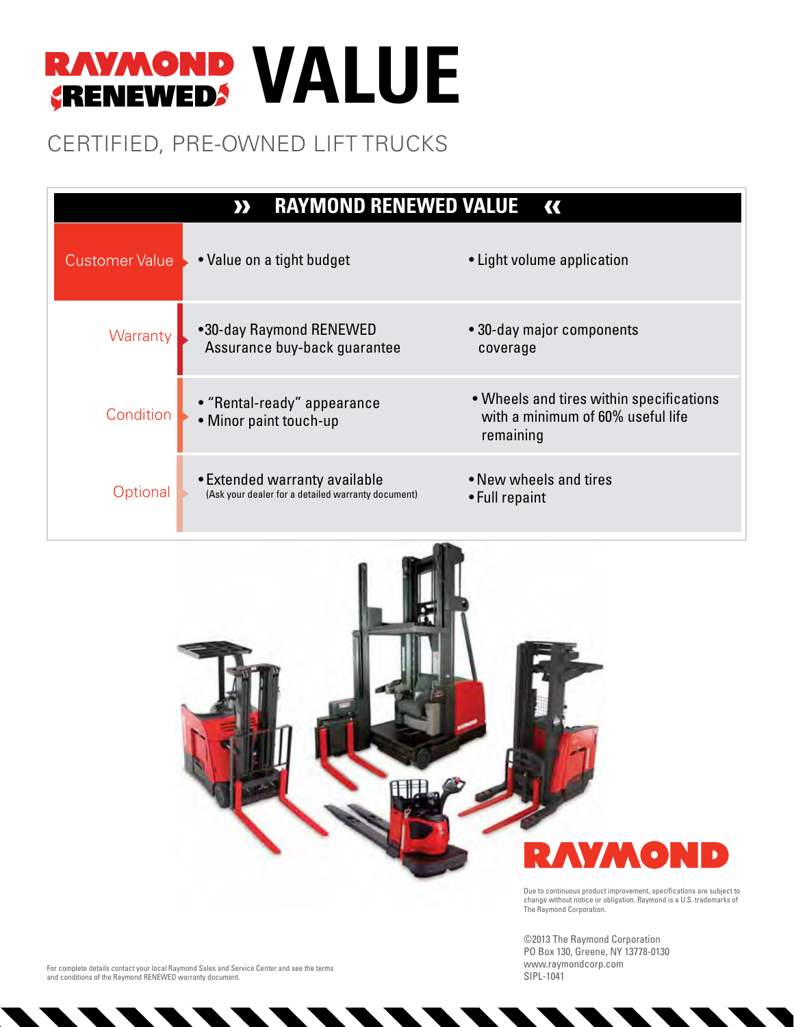# RAYMOND RENEWED VALUE

## CERTIFIED, PRE-OWNED LIFT TRUCKS

| » RAYMOND RENEWED VALUE « | | |
|---|---|---|
| Customer Value | • Value on a tight budget | • Light volume application |
| Warranty | • 30-day Raymond RENEWED Assurance buy-back guarantee | • 30-day major components coverage |
| Condition | • "Rental-ready" appearance<br>• Minor paint touch-up | • Wheels and tires within specifications with a minimum of 60% useful life remaining |
| Optional | • Extended warranty available (Ask your dealer for a detailed warranty document) | • New wheels and tires<br>• Full repaint |

RAYMOND

Due to continuous product improvement, specifications are subject to change without notice or obligation. Raymond is a U.S. trademarks of The Raymond Corporation.

©2013 The Raymond Corporation
PO Box 130, Greene, NY 13778-0130
www.raymondcorp.com
SIPL-1041

For complete details contact your local Raymond Sales and Service Center and see the terms and conditions of the Raymond RENEWED warranty document.